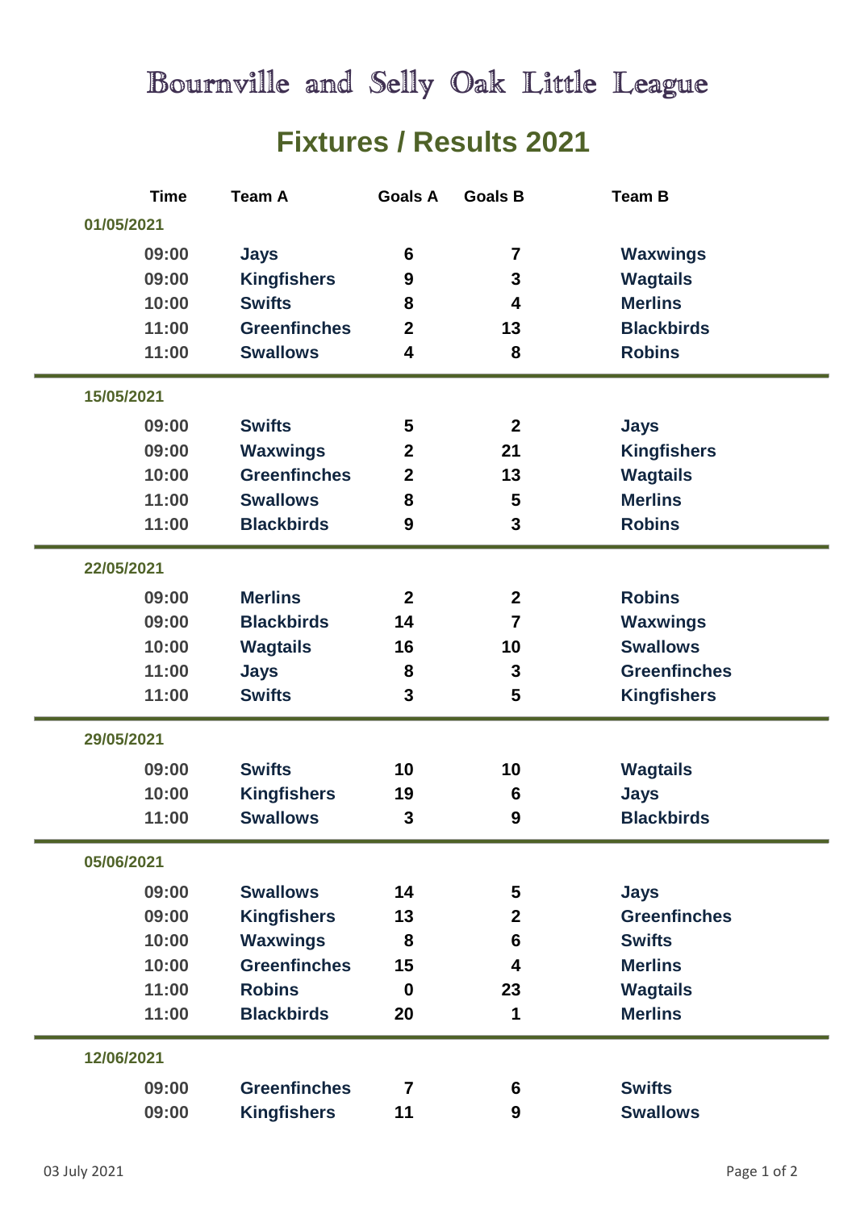# Bournville and Selly Oak Little League

## Fixtures / Results 2021

| Time | Team A | Goals A | Goals B | Team B |
|---|---|---|---|---|
| **01/05/2021** | | | | |
| 09:00 | Jays | 6 | 7 | Waxwings |
| 09:00 | Kingfishers | 9 | 3 | Wagtails |
| 10:00 | Swifts | 8 | 4 | Merlins |
| 11:00 | Greenfinches | 2 | 13 | Blackbirds |
| 11:00 | Swallows | 4 | 8 | Robins |
| **15/05/2021** | | | | |
| 09:00 | Swifts | 5 | 2 | Jays |
| 09:00 | Waxwings | 2 | 21 | Kingfishers |
| 10:00 | Greenfinches | 2 | 13 | Wagtails |
| 11:00 | Swallows | 8 | 5 | Merlins |
| 11:00 | Blackbirds | 9 | 3 | Robins |
| **22/05/2021** | | | | |
| 09:00 | Merlins | 2 | 2 | Robins |
| 09:00 | Blackbirds | 14 | 7 | Waxwings |
| 10:00 | Wagtails | 16 | 10 | Swallows |
| 11:00 | Jays | 8 | 3 | Greenfinches |
| 11:00 | Swifts | 3 | 5 | Kingfishers |
| **29/05/2021** | | | | |
| 09:00 | Swifts | 10 | 10 | Wagtails |
| 10:00 | Kingfishers | 19 | 6 | Jays |
| 11:00 | Swallows | 3 | 9 | Blackbirds |
| **05/06/2021** | | | | |
| 09:00 | Swallows | 14 | 5 | Jays |
| 09:00 | Kingfishers | 13 | 2 | Greenfinches |
| 10:00 | Waxwings | 8 | 6 | Swifts |
| 10:00 | Greenfinches | 15 | 4 | Merlins |
| 11:00 | Robins | 0 | 23 | Wagtails |
| 11:00 | Blackbirds | 20 | 1 | Merlins |
| **12/06/2021** | | | | |
| 09:00 | Greenfinches | 7 | 6 | Swifts |
| 09:00 | Kingfishers | 11 | 9 | Swallows |

03 July 2021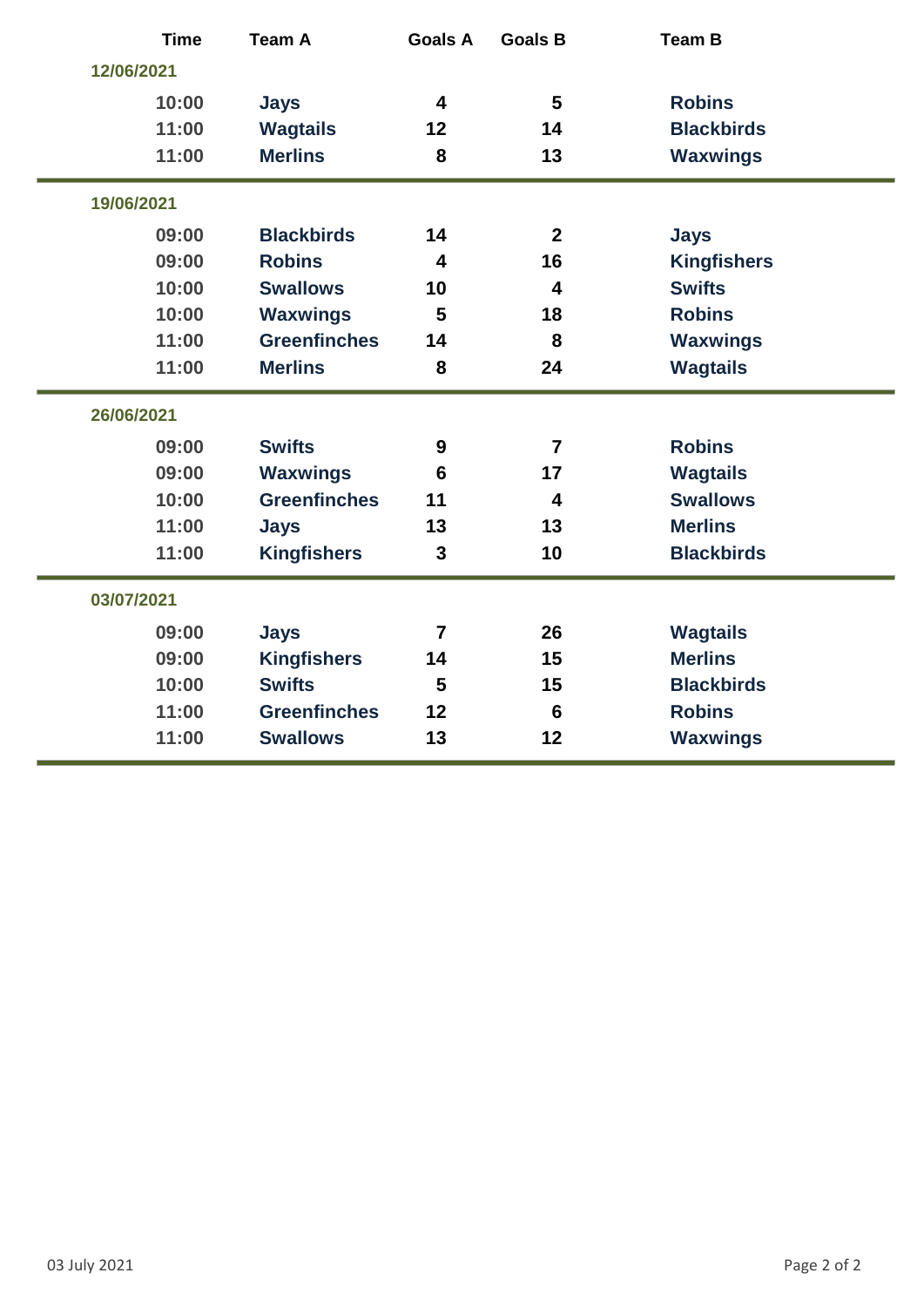| Time | Team A | Goals A | Goals B | Team B |
|---|---|---|---|---|
| **12/06/2021** | | | | |
| 10:00 | **Jays** | 4 | 5 | **Robins** |
| 11:00 | **Wagtails** | 12 | 14 | **Blackbirds** |
| 11:00 | **Merlins** | 8 | 13 | **Waxwings** |
| **19/06/2021** | | | | |
| 09:00 | **Blackbirds** | 14 | 2 | **Jays** |
| 09:00 | **Robins** | 4 | 16 | **Kingfishers** |
| 10:00 | **Swallows** | 10 | 4 | **Swifts** |
| 10:00 | **Waxwings** | 5 | 18 | **Robins** |
| 11:00 | **Greenfinches** | 14 | 8 | **Waxwings** |
| 11:00 | **Merlins** | 8 | 24 | **Wagtails** |
| **26/06/2021** | | | | |
| 09:00 | **Swifts** | 9 | 7 | **Robins** |
| 09:00 | **Waxwings** | 6 | 17 | **Wagtails** |
| 10:00 | **Greenfinches** | 11 | 4 | **Swallows** |
| 11:00 | **Jays** | 13 | 13 | **Merlins** |
| 11:00 | **Kingfishers** | 3 | 10 | **Blackbirds** |
| **03/07/2021** | | | | |
| 09:00 | **Jays** | 7 | 26 | **Wagtails** |
| 09:00 | **Kingfishers** | 14 | 15 | **Merlins** |
| 10:00 | **Swifts** | 5 | 15 | **Blackbirds** |
| 11:00 | **Greenfinches** | 12 | 6 | **Robins** |
| 11:00 | **Swallows** | 13 | 12 | **Waxwings** |

03 July 2021